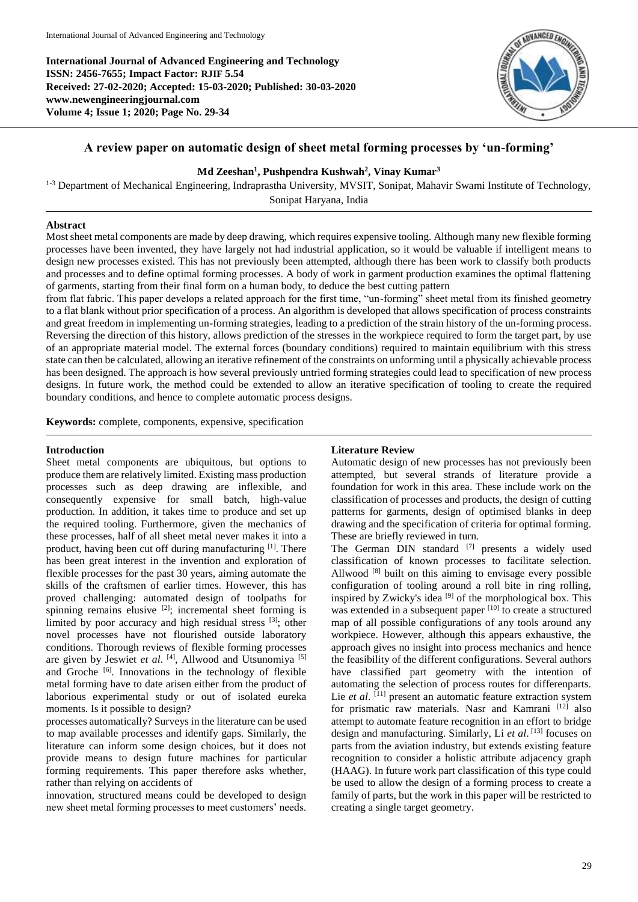**International Journal of Advanced Engineering and Technology**
**ISSN: 2456-7655; Impact Factor: RJIF 5.54**
**Received: 27-02-2020; Accepted: 15-03-2020; Published: 30-03-2020**
**www.newengineeringjournal.com**
**Volume 4; Issue 1; 2020; Page No. 29-34**

# A review paper on automatic design of sheet metal forming processes by 'un-forming'

**Md Zeeshan[1], Pushpendra Kushwah[2], Vinay Kumar[3]**

[1-3] Department of Mechanical Engineering, Indraprastha University, MVSIT, Sonipat, Mahavir Swami Institute of Technology, Sonipat Haryana, India

## Abstract

Most sheet metal components are made by deep drawing, which requires expensive tooling. Although many new flexible forming processes have been invented, they have largely not had industrial application, so it would be valuable if intelligent means to design new processes existed. This has not previously been attempted, although there has been work to classify both products and processes and to define optimal forming processes. A body of work in garment production examines the optimal flattening of garments, starting from their final form on a human body, to deduce the best cutting pattern from flat fabric. This paper develops a related approach for the first time, "un-forming" sheet metal from its finished geometry to a flat blank without prior specification of a process. An algorithm is developed that allows specification of process constraints and great freedom in implementing un-forming strategies, leading to a prediction of the strain history of the un-forming process. Reversing the direction of this history, allows prediction of the stresses in the workpiece required to form the target part, by use of an appropriate material model. The external forces (boundary conditions) required to maintain equilibrium with this stress state can then be calculated, allowing an iterative refinement of the constraints on unforming until a physically achievable process has been designed. The approach is how several previously untried forming strategies could lead to specification of new process designs. In future work, the method could be extended to allow an iterative specification of tooling to create the required boundary conditions, and hence to complete automatic process designs.

**Keywords:** complete, components, expensive, specification

## Introduction

Sheet metal components are ubiquitous, but options to produce them are relatively limited. Existing mass production processes such as deep drawing are inflexible, and consequently expensive for small batch, high-value production. In addition, it takes time to produce and set up the required tooling. Furthermore, given the mechanics of these processes, half of all sheet metal never makes it into a product, having been cut off during manufacturing [1]. There has been great interest in the invention and exploration of flexible processes for the past 30 years, aiming automate the skills of the craftsmen of earlier times. However, this has proved challenging: automated design of toolpaths for spinning remains elusive [2]; incremental sheet forming is limited by poor accuracy and high residual stress [3]; other novel processes have not flourished outside laboratory conditions. Thorough reviews of flexible forming processes are given by Jeswiet *et al*. [4], Allwood and Utsunomiya [5] and Groche [6]. Innovations in the technology of flexible metal forming have to date arisen either from the product of laborious experimental study or out of isolated eureka moments. Is it possible to design?

processes automatically? Surveys in the literature can be used to map available processes and identify gaps. Similarly, the literature can inform some design choices, but it does not provide means to design future machines for particular forming requirements. This paper therefore asks whether, rather than relying on accidents of

innovation, structured means could be developed to design new sheet metal forming processes to meet customers' needs.

## Literature Review

Automatic design of new processes has not previously been attempted, but several strands of literature provide a foundation for work in this area. These include work on the classification of processes and products, the design of cutting patterns for garments, design of optimised blanks in deep drawing and the specification of criteria for optimal forming. These are briefly reviewed in turn.

The German DIN standard [7] presents a widely used classification of known processes to facilitate selection. Allwood [8] built on this aiming to envisage every possible configuration of tooling around a roll bite in ring rolling, inspired by Zwicky's idea [9] of the morphological box. This was extended in a subsequent paper [10] to create a structured map of all possible configurations of any tools around any workpiece. However, although this appears exhaustive, the approach gives no insight into process mechanics and hence the feasibility of the different configurations. Several authors have classified part geometry with the intention of automating the selection of process routes for differenparts. Lie *et al*. [11] present an automatic feature extraction system for prismatic raw materials. Nasr and Kamrani [12] also attempt to automate feature recognition in an effort to bridge design and manufacturing. Similarly, Li *et al*. [13] focuses on parts from the aviation industry, but extends existing feature recognition to consider a holistic attribute adjacency graph (HAAG). In future work part classification of this type could be used to allow the design of a forming process to create a family of parts, but the work in this paper will be restricted to creating a single target geometry.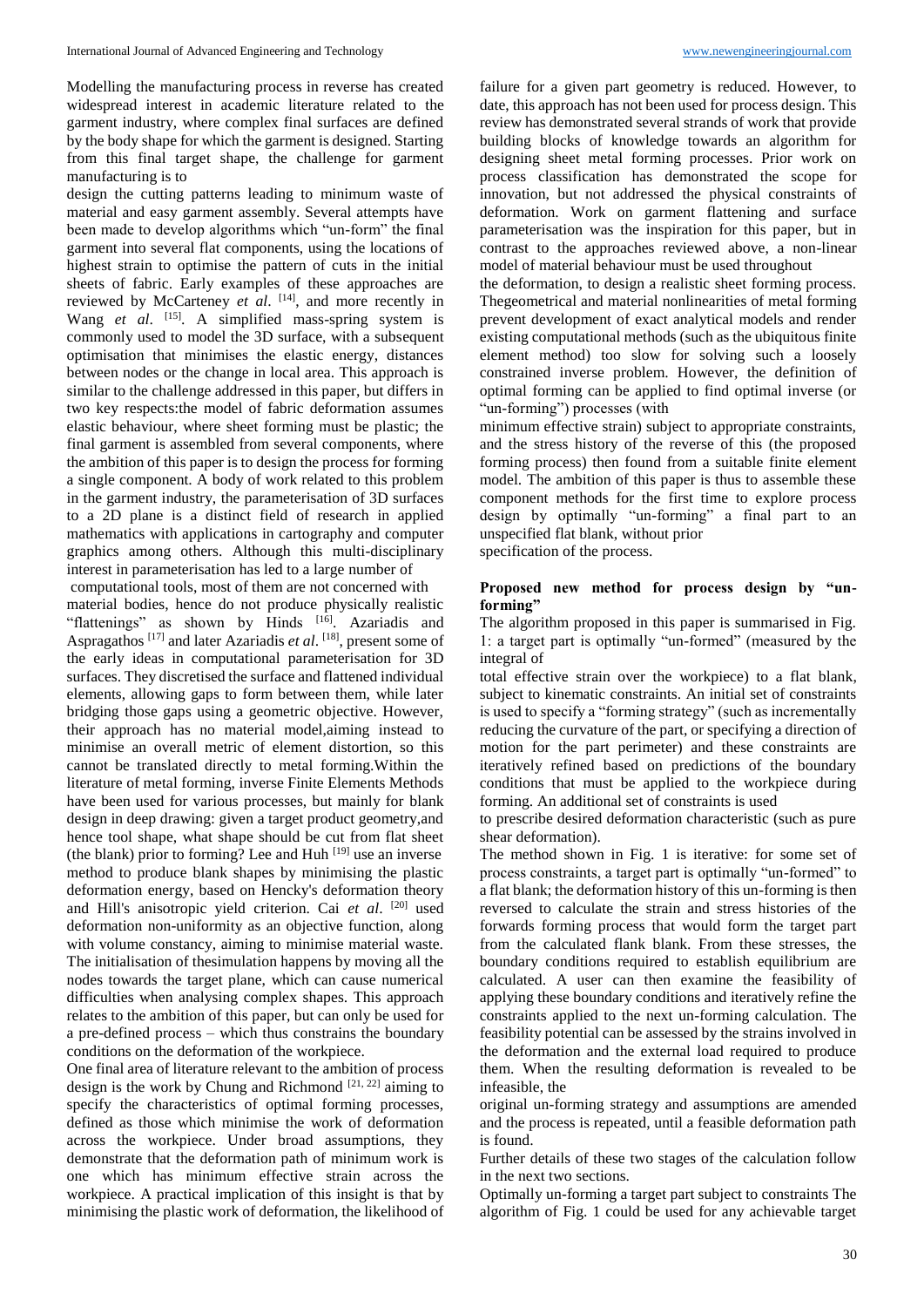Modelling the manufacturing process in reverse has created widespread interest in academic literature related to the garment industry, where complex final surfaces are defined by the body shape for which the garment is designed. Starting from this final target shape, the challenge for garment manufacturing is to design the cutting patterns leading to minimum waste of material and easy garment assembly. Several attempts have been made to develop algorithms which "un-form" the final garment into several flat components, using the locations of highest strain to optimise the pattern of cuts in the initial sheets of fabric. Early examples of these approaches are reviewed by McCarteney *et al*. [14], and more recently in Wang *et al*. [15]. A simplified mass-spring system is commonly used to model the 3D surface, with a subsequent optimisation that minimises the elastic energy, distances between nodes or the change in local area. This approach is similar to the challenge addressed in this paper, but differs in two key respects:the model of fabric deformation assumes elastic behaviour, where sheet forming must be plastic; the final garment is assembled from several components, where the ambition of this paper is to design the process for forming a single component. A body of work related to this problem in the garment industry, the parameterisation of 3D surfaces to a 2D plane is a distinct field of research in applied mathematics with applications in cartography and computer graphics among others. Although this multi-disciplinary interest in parameterisation has led to a large number of computational tools, most of them are not concerned with material bodies, hence do not produce physically realistic "flattenings" as shown by Hinds [16]. Azariadis and Aspragathos [17] and later Azariadis *et al*. [18], present some of the early ideas in computational parameterisation for 3D surfaces. They discretised the surface and flattened individual elements, allowing gaps to form between them, while later bridging those gaps using a geometric objective. However, their approach has no material model,aiming instead to minimise an overall metric of element distortion, so this cannot be translated directly to metal forming.Within the literature of metal forming, inverse Finite Elements Methods have been used for various processes, but mainly for blank design in deep drawing: given a target product geometry,and hence tool shape, what shape should be cut from flat sheet (the blank) prior to forming? Lee and Huh [19] use an inverse method to produce blank shapes by minimising the plastic deformation energy, based on Hencky's deformation theory and Hill's anisotropic yield criterion. Cai *et al*. [20] used deformation non-uniformity as an objective function, along with volume constancy, aiming to minimise material waste. The initialisation of thesimulation happens by moving all the nodes towards the target plane, which can cause numerical difficulties when analysing complex shapes. This approach relates to the ambition of this paper, but can only be used for a pre-defined process – which thus constrains the boundary conditions on the deformation of the workpiece.

One final area of literature relevant to the ambition of process design is the work by Chung and Richmond [21, 22] aiming to specify the characteristics of optimal forming processes, defined as those which minimise the work of deformation across the workpiece. Under broad assumptions, they demonstrate that the deformation path of minimum work is one which has minimum effective strain across the workpiece. A practical implication of this insight is that by minimising the plastic work of deformation, the likelihood of failure for a given part geometry is reduced. However, to date, this approach has not been used for process design. This review has demonstrated several strands of work that provide building blocks of knowledge towards an algorithm for designing sheet metal forming processes. Prior work on process classification has demonstrated the scope for innovation, but not addressed the physical constraints of deformation. Work on garment flattening and surface parameterisation was the inspiration for this paper, but in contrast to the approaches reviewed above, a non-linear model of material behaviour must be used throughout the deformation, to design a realistic sheet forming process. Thegeometrical and material nonlinearities of metal forming prevent development of exact analytical models and render existing computational methods (such as the ubiquitous finite element method) too slow for solving such a loosely constrained inverse problem. However, the definition of optimal forming can be applied to find optimal inverse (or "un-forming") processes (with minimum effective strain) subject to appropriate constraints, and the stress history of the reverse of this (the proposed forming process) then found from a suitable finite element model. The ambition of this paper is thus to assemble these component methods for the first time to explore process design by optimally "un-forming" a final part to an unspecified flat blank, without prior specification of the process.

**Proposed new method for process design by "un-forming"**

The algorithm proposed in this paper is summarised in Fig. 1: a target part is optimally "un-formed" (measured by the integral of total effective strain over the workpiece) to a flat blank, subject to kinematic constraints. An initial set of constraints is used to specify a "forming strategy" (such as incrementally reducing the curvature of the part, or specifying a direction of motion for the part perimeter) and these constraints are iteratively refined based on predictions of the boundary conditions that must be applied to the workpiece during forming. An additional set of constraints is used to prescribe desired deformation characteristic (such as pure shear deformation).

The method shown in Fig. 1 is iterative: for some set of process constraints, a target part is optimally "un-formed" to a flat blank; the deformation history of this un-forming is then reversed to calculate the strain and stress histories of the forwards forming process that would form the target part from the calculated flank blank. From these stresses, the boundary conditions required to establish equilibrium are calculated. A user can then examine the feasibility of applying these boundary conditions and iteratively refine the constraints applied to the next un-forming calculation. The feasibility potential can be assessed by the strains involved in the deformation and the external load required to produce them. When the resulting deformation is revealed to be infeasible, the original un-forming strategy and assumptions are amended and the process is repeated, until a feasible deformation path is found.

Further details of these two stages of the calculation follow in the next two sections.

Optimally un-forming a target part subject to constraints The algorithm of Fig. 1 could be used for any achievable target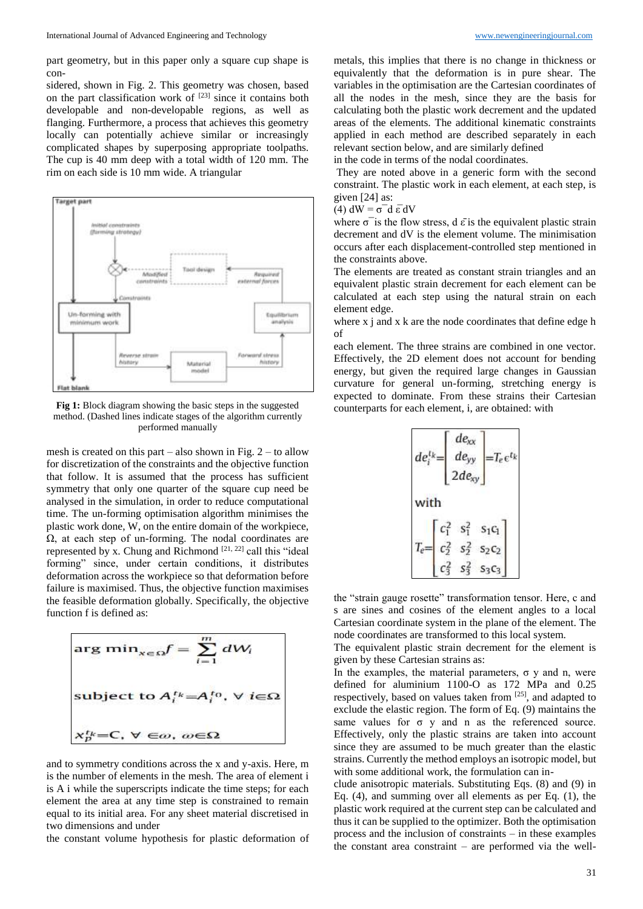part geometry, but in this paper only a square cup shape is con-

sidered, shown in Fig. 2. This geometry was chosen, based on the part classification work of [23] since it contains both developable and non-developable regions, as well as flanging. Furthermore, a process that achieves this geometry locally can potentially achieve similar or increasingly complicated shapes by superposing appropriate toolpaths. The cup is 40 mm deep with a total width of 120 mm. The rim on each side is 10 mm wide. A triangular

**Fig 1:** Block diagram showing the basic steps in the suggested method. (Dashed lines indicate stages of the algorithm currently performed manually

mesh is created on this part – also shown in Fig. 2 – to allow for discretization of the constraints and the objective function that follow. It is assumed that the process has sufficient symmetry that only one quarter of the square cup need be analysed in the simulation, in order to reduce computational time. The un-forming optimisation algorithm minimises the plastic work done, W, on the entire domain of the workpiece, Ω, at each step of un-forming. The nodal coordinates are represented by x. Chung and Richmond [21, 22] call this "ideal forming" since, under certain conditions, it distributes deformation across the workpiece so that deformation before failure is maximised. Thus, the objective function maximises the feasible deformation globally. Specifically, the objective function f is defined as:

$$\arg\min_{x\in\Omega} f = \sum_{i=1}^{m} dW_i$$

$$\text{subject to } A_i^{t_k} = A_i^{t_0},\ \forall\ i\in\Omega$$

$$x_p^{t_k} = C,\ \forall\ \in\omega,\ \omega\in\Omega$$

and to symmetry conditions across the x and y-axis. Here, m is the number of elements in the mesh. The area of element i is A i while the superscripts indicate the time steps; for each element the area at any time step is constrained to remain equal to its initial area. For any sheet material discretised in two dimensions and under

the constant volume hypothesis for plastic deformation of metals, this implies that there is no change in thickness or equivalently that the deformation is in pure shear. The variables in the optimisation are the Cartesian coordinates of all the nodes in the mesh, since they are the basis for calculating both the plastic work decrement and the updated areas of the elements. The additional kinematic constraints applied in each method are described separately in each relevant section below, and are similarly defined

in the code in terms of the nodal coordinates.

They are noted above in a generic form with the second constraint. The plastic work in each element, at each step, is given [24] as:

(4) $dW = \bar{\sigma}\, d\bar{\varepsilon}\, dV$

where $\bar{\sigma}$ is the flow stress, $d\bar{\varepsilon}$ is the equivalent plastic strain decrement and dV is the element volume. The minimisation occurs after each displacement-controlled step mentioned in the constraints above.

The elements are treated as constant strain triangles and an equivalent plastic strain decrement for each element can be calculated at each step using the natural strain on each element edge.

where x j and x k are the node coordinates that define edge h of

each element. The three strains are combined in one vector. Effectively, the 2D element does not account for bending energy, but given the required large changes in Gaussian curvature for general un-forming, stretching energy is expected to dominate. From these strains their Cartesian counterparts for each element, i, are obtained: with

$$de_i^{t_k} = \begin{bmatrix} de_{xx} \\ de_{yy} \\ 2de_{xy} \end{bmatrix} = T_e \epsilon^{t_k}$$

with

$$T_e = \begin{bmatrix} c_1^2 & s_1^2 & s_1c_1 \\ c_2^2 & s_2^2 & s_2c_2 \\ c_3^2 & s_3^2 & s_3c_3 \end{bmatrix}$$

the "strain gauge rosette" transformation tensor. Here, c and s are sines and cosines of the element angles to a local Cartesian coordinate system in the plane of the element. The node coordinates are transformed to this local system.

The equivalent plastic strain decrement for the element is given by these Cartesian strains as:

In the examples, the material parameters, σ y and n, were defined for aluminium 1100-O as 172 MPa and 0.25 respectively, based on values taken from [25], and adapted to exclude the elastic region. The form of Eq. (9) maintains the same values for σ y and n as the referenced source. Effectively, only the plastic strains are taken into account since they are assumed to be much greater than the elastic strains. Currently the method employs an isotropic model, but with some additional work, the formulation can in-

clude anisotropic materials. Substituting Eqs. (8) and (9) in Eq. (4), and summing over all elements as per Eq. (1), the plastic work required at the current step can be calculated and thus it can be supplied to the optimizer. Both the optimisation process and the inclusion of constraints – in these examples the constant area constraint – are performed via the well-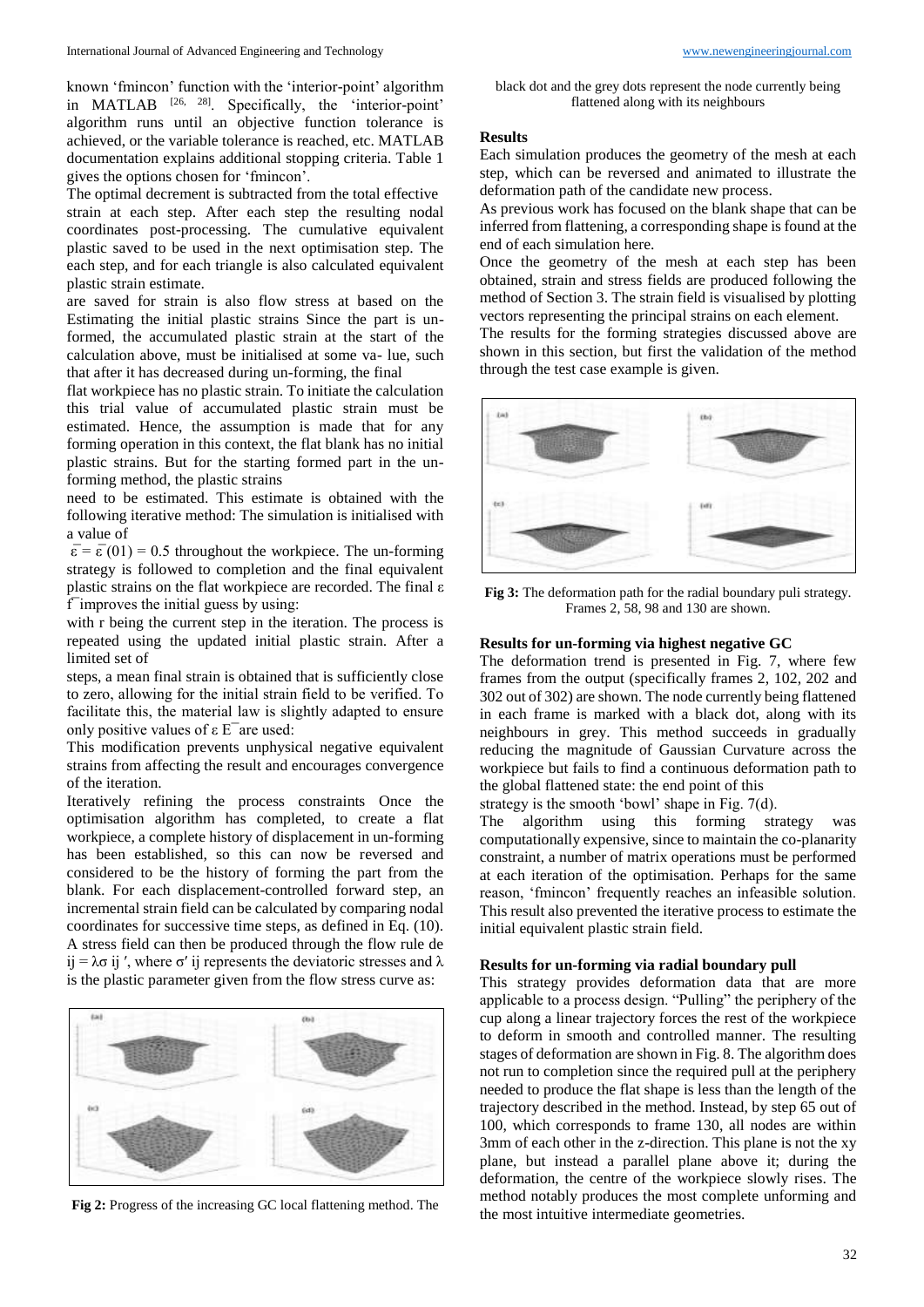known 'fmincon' function with the 'interior-point' algorithm in MATLAB [26, 28]. Specifically, the 'interior-point' algorithm runs until an objective function tolerance is achieved, or the variable tolerance is reached, etc. MATLAB documentation explains additional stopping criteria. Table 1 gives the options chosen for 'fmincon'.

The optimal decrement is subtracted from the total effective strain at each step. After each step the resulting nodal coordinates post-processing. The cumulative equivalent plastic saved to be used in the next optimisation step. The each step, and for each triangle is also calculated equivalent plastic strain estimate.

are saved for strain is also flow stress at based on the Estimating the initial plastic strains Since the part is un-formed, the accumulated plastic strain at the start of the calculation above, must be initialised at some va- lue, such that after it has decreased during un-forming, the final

flat workpiece has no plastic strain. To initiate the calculation this trial value of accumulated plastic strain must be estimated. Hence, the assumption is made that for any forming operation in this context, the flat blank has no initial plastic strains. But for the starting formed part in the un-forming method, the plastic strains

need to be estimated. This estimate is obtained with the following iterative method: The simulation is initialised with a value of

$\bar{\varepsilon} = \bar{\varepsilon}(01) = 0.5$ throughout the workpiece. The un-forming strategy is followed to completion and the final equivalent plastic strains on the flat workpiece are recorded. The final $\varepsilon$ $\bar{f}$ improves the initial guess by using:

with r being the current step in the iteration. The process is repeated using the updated initial plastic strain. After a limited set of

steps, a mean final strain is obtained that is sufficiently close to zero, allowing for the initial strain field to be verified. To facilitate this, the material law is slightly adapted to ensure only positive values of $\varepsilon$ $\bar{E}$ are used:

This modification prevents unphysical negative equivalent strains from affecting the result and encourages convergence of the iteration.

Iteratively refining the process constraints Once the optimisation algorithm has completed, to create a flat workpiece, a complete history of displacement in un-forming has been established, so this can now be reversed and considered to be the history of forming the part from the blank. For each displacement-controlled forward step, an incremental strain field can be calculated by comparing nodal coordinates for successive time steps, as defined in Eq. (10). A stress field can then be produced through the flow rule de ij = λσ ij ′, where σ′ ij represents the deviatoric stresses and λ is the plastic parameter given from the flow stress curve as:

**Fig 2:** Progress of the increasing GC local flattening method. The black dot and the grey dots represent the node currently being flattened along with its neighbours

## Results

Each simulation produces the geometry of the mesh at each step, which can be reversed and animated to illustrate the deformation path of the candidate new process.

As previous work has focused on the blank shape that can be inferred from flattening, a corresponding shape is found at the end of each simulation here.

Once the geometry of the mesh at each step has been obtained, strain and stress fields are produced following the method of Section 3. The strain field is visualised by plotting vectors representing the principal strains on each element.

The results for the forming strategies discussed above are shown in this section, but first the validation of the method through the test case example is given.

**Fig 3:** The deformation path for the radial boundary puli strategy. Frames 2, 58, 98 and 130 are shown.

### Results for un-forming via highest negative GC

The deformation trend is presented in Fig. 7, where few frames from the output (specifically frames 2, 102, 202 and 302 out of 302) are shown. The node currently being flattened in each frame is marked with a black dot, along with its neighbours in grey. This method succeeds in gradually reducing the magnitude of Gaussian Curvature across the workpiece but fails to find a continuous deformation path to the global flattened state: the end point of this

strategy is the smooth 'bowl' shape in Fig. 7(d).

The algorithm using this forming strategy was computationally expensive, since to maintain the co-planarity constraint, a number of matrix operations must be performed at each iteration of the optimisation. Perhaps for the same reason, 'fmincon' frequently reaches an infeasible solution. This result also prevented the iterative process to estimate the initial equivalent plastic strain field.

### Results for un-forming via radial boundary pull

This strategy provides deformation data that are more applicable to a process design. "Pulling" the periphery of the cup along a linear trajectory forces the rest of the workpiece to deform in smooth and controlled manner. The resulting stages of deformation are shown in Fig. 8. The algorithm does not run to completion since the required pull at the periphery needed to produce the flat shape is less than the length of the trajectory described in the method. Instead, by step 65 out of 100, which corresponds to frame 130, all nodes are within 3mm of each other in the z-direction. This plane is not the xy plane, but instead a parallel plane above it; during the deformation, the centre of the workpiece slowly rises. The method notably produces the most complete unforming and the most intuitive intermediate geometries.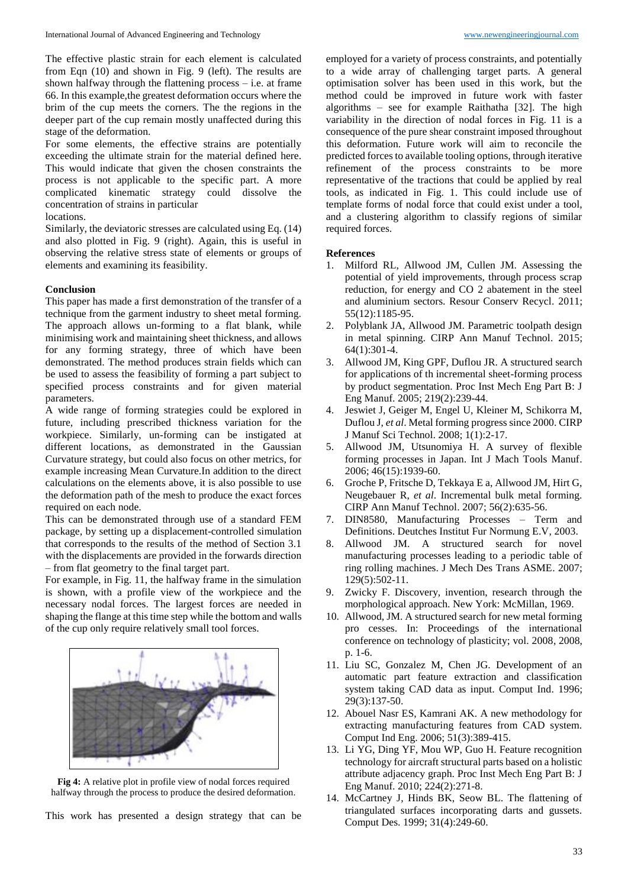The effective plastic strain for each element is calculated from Eqn (10) and shown in Fig. 9 (left). The results are shown halfway through the flattening process – i.e. at frame 66. In this example,the greatest deformation occurs where the brim of the cup meets the corners. The the regions in the deeper part of the cup remain mostly unaffected during this stage of the deformation.

For some elements, the effective strains are potentially exceeding the ultimate strain for the material defined here. This would indicate that given the chosen constraints the process is not applicable to the specific part. A more complicated kinematic strategy could dissolve the concentration of strains in particular locations.

Similarly, the deviatoric stresses are calculated using Eq. (14) and also plotted in Fig. 9 (right). Again, this is useful in observing the relative stress state of elements or groups of elements and examining its feasibility.

## Conclusion

This paper has made a first demonstration of the transfer of a technique from the garment industry to sheet metal forming. The approach allows un-forming to a flat blank, while minimising work and maintaining sheet thickness, and allows for any forming strategy, three of which have been demonstrated. The method produces strain fields which can be used to assess the feasibility of forming a part subject to specified process constraints and for given material parameters.

A wide range of forming strategies could be explored in future, including prescribed thickness variation for the workpiece. Similarly, un-forming can be instigated at different locations, as demonstrated in the Gaussian Curvature strategy, but could also focus on other metrics, for example increasing Mean Curvature.In addition to the direct calculations on the elements above, it is also possible to use the deformation path of the mesh to produce the exact forces required on each node.

This can be demonstrated through use of a standard FEM package, by setting up a displacement-controlled simulation that corresponds to the results of the method of Section 3.1 with the displacements are provided in the forwards direction – from flat geometry to the final target part.

For example, in Fig. 11, the halfway frame in the simulation is shown, with a profile view of the workpiece and the necessary nodal forces. The largest forces are needed in shaping the flange at this time step while the bottom and walls of the cup only require relatively small tool forces.

**Fig 4:** A relative plot in profile view of nodal forces required halfway through the process to produce the desired deformation.

This work has presented a design strategy that can be employed for a variety of process constraints, and potentially to a wide array of challenging target parts. A general optimisation solver has been used in this work, but the method could be improved in future work with faster algorithms – see for example Raithatha [32]. The high variability in the direction of nodal forces in Fig. 11 is a consequence of the pure shear constraint imposed throughout this deformation. Future work will aim to reconcile the predicted forces to available tooling options, through iterative refinement of the process constraints to be more representative of the tractions that could be applied by real tools, as indicated in Fig. 1. This could include use of template forms of nodal force that could exist under a tool, and a clustering algorithm to classify regions of similar required forces.

## References

1. Milford RL, Allwood JM, Cullen JM. Assessing the potential of yield improvements, through process scrap reduction, for energy and CO 2 abatement in the steel and aluminium sectors. Resour Conserv Recycl. 2011; 55(12):1185-95.
2. Polyblank JA, Allwood JM. Parametric toolpath design in metal spinning. CIRP Ann Manuf Technol. 2015; 64(1):301-4.
3. Allwood JM, King GPF, Duflou JR. A structured search for applications of th incremental sheet-forming process by product segmentation. Proc Inst Mech Eng Part B: J Eng Manuf. 2005; 219(2):239-44.
4. Jeswiet J, Geiger M, Engel U, Kleiner M, Schikorra M, Duflou J, *et al*. Metal forming progress since 2000. CIRP J Manuf Sci Technol. 2008; 1(1):2-17.
5. Allwood JM, Utsunomiya H. A survey of flexible forming processes in Japan. Int J Mach Tools Manuf. 2006; 46(15):1939-60.
6. Groche P, Fritsche D, Tekkaya E a, Allwood JM, Hirt G, Neugebauer R, *et al*. Incremental bulk metal forming. CIRP Ann Manuf Technol. 2007; 56(2):635-56.
7. DIN8580, Manufacturing Processes – Term and Definitions. Deutches Institut Fur Normung E.V, 2003.
8. Allwood JM. A structured search for novel manufacturing processes leading to a periodic table of ring rolling machines. J Mech Des Trans ASME. 2007; 129(5):502-11.
9. Zwicky F. Discovery, invention, research through the morphological approach. New York: McMillan, 1969.
10. Allwood, JM. A structured search for new metal forming pro cesses. In: Proceedings of the international conference on technology of plasticity; vol. 2008, 2008, p. 1-6.
11. Liu SC, Gonzalez M, Chen JG. Development of an automatic part feature extraction and classification system taking CAD data as input. Comput Ind. 1996; 29(3):137-50.
12. Abouel Nasr ES, Kamrani AK. A new methodology for extracting manufacturing features from CAD system. Comput Ind Eng. 2006; 51(3):389-415.
13. Li YG, Ding YF, Mou WP, Guo H. Feature recognition technology for aircraft structural parts based on a holistic attribute adjacency graph. Proc Inst Mech Eng Part B: J Eng Manuf. 2010; 224(2):271-8.
14. McCartney J, Hinds BK, Seow BL. The flattening of triangulated surfaces incorporating darts and gussets. Comput Des. 1999; 31(4):249-60.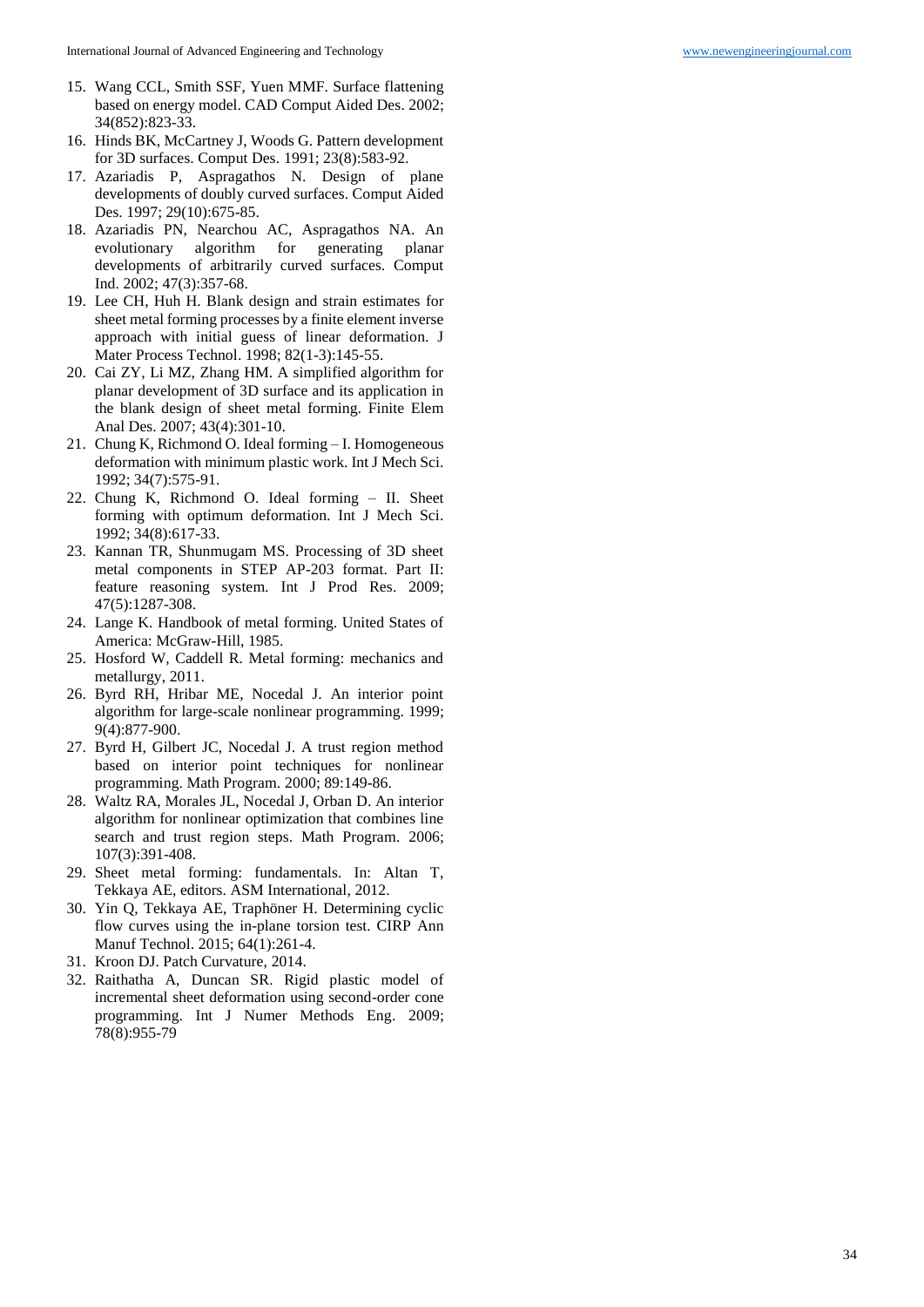15. Wang CCL, Smith SSF, Yuen MMF. Surface flattening based on energy model. CAD Comput Aided Des. 2002; 34(852):823-33.
16. Hinds BK, McCartney J, Woods G. Pattern development for 3D surfaces. Comput Des. 1991; 23(8):583-92.
17. Azariadis P, Aspragathos N. Design of plane developments of doubly curved surfaces. Comput Aided Des. 1997; 29(10):675-85.
18. Azariadis PN, Nearchou AC, Aspragathos NA. An evolutionary algorithm for generating planar developments of arbitrarily curved surfaces. Comput Ind. 2002; 47(3):357-68.
19. Lee CH, Huh H. Blank design and strain estimates for sheet metal forming processes by a finite element inverse approach with initial guess of linear deformation. J Mater Process Technol. 1998; 82(1-3):145-55.
20. Cai ZY, Li MZ, Zhang HM. A simplified algorithm for planar development of 3D surface and its application in the blank design of sheet metal forming. Finite Elem Anal Des. 2007; 43(4):301-10.
21. Chung K, Richmond O. Ideal forming – I. Homogeneous deformation with minimum plastic work. Int J Mech Sci. 1992; 34(7):575-91.
22. Chung K, Richmond O. Ideal forming – II. Sheet forming with optimum deformation. Int J Mech Sci. 1992; 34(8):617-33.
23. Kannan TR, Shunmugam MS. Processing of 3D sheet metal components in STEP AP-203 format. Part II: feature reasoning system. Int J Prod Res. 2009; 47(5):1287-308.
24. Lange K. Handbook of metal forming. United States of America: McGraw-Hill, 1985.
25. Hosford W, Caddell R. Metal forming: mechanics and metallurgy, 2011.
26. Byrd RH, Hribar ME, Nocedal J. An interior point algorithm for large-scale nonlinear programming. 1999; 9(4):877-900.
27. Byrd H, Gilbert JC, Nocedal J. A trust region method based on interior point techniques for nonlinear programming. Math Program. 2000; 89:149-86.
28. Waltz RA, Morales JL, Nocedal J, Orban D. An interior algorithm for nonlinear optimization that combines line search and trust region steps. Math Program. 2006; 107(3):391-408.
29. Sheet metal forming: fundamentals. In: Altan T, Tekkaya AE, editors. ASM International, 2012.
30. Yin Q, Tekkaya AE, Traphöner H. Determining cyclic flow curves using the in-plane torsion test. CIRP Ann Manuf Technol. 2015; 64(1):261-4.
31. Kroon DJ. Patch Curvature, 2014.
32. Raithatha A, Duncan SR. Rigid plastic model of incremental sheet deformation using second-order cone programming. Int J Numer Methods Eng. 2009; 78(8):955-79